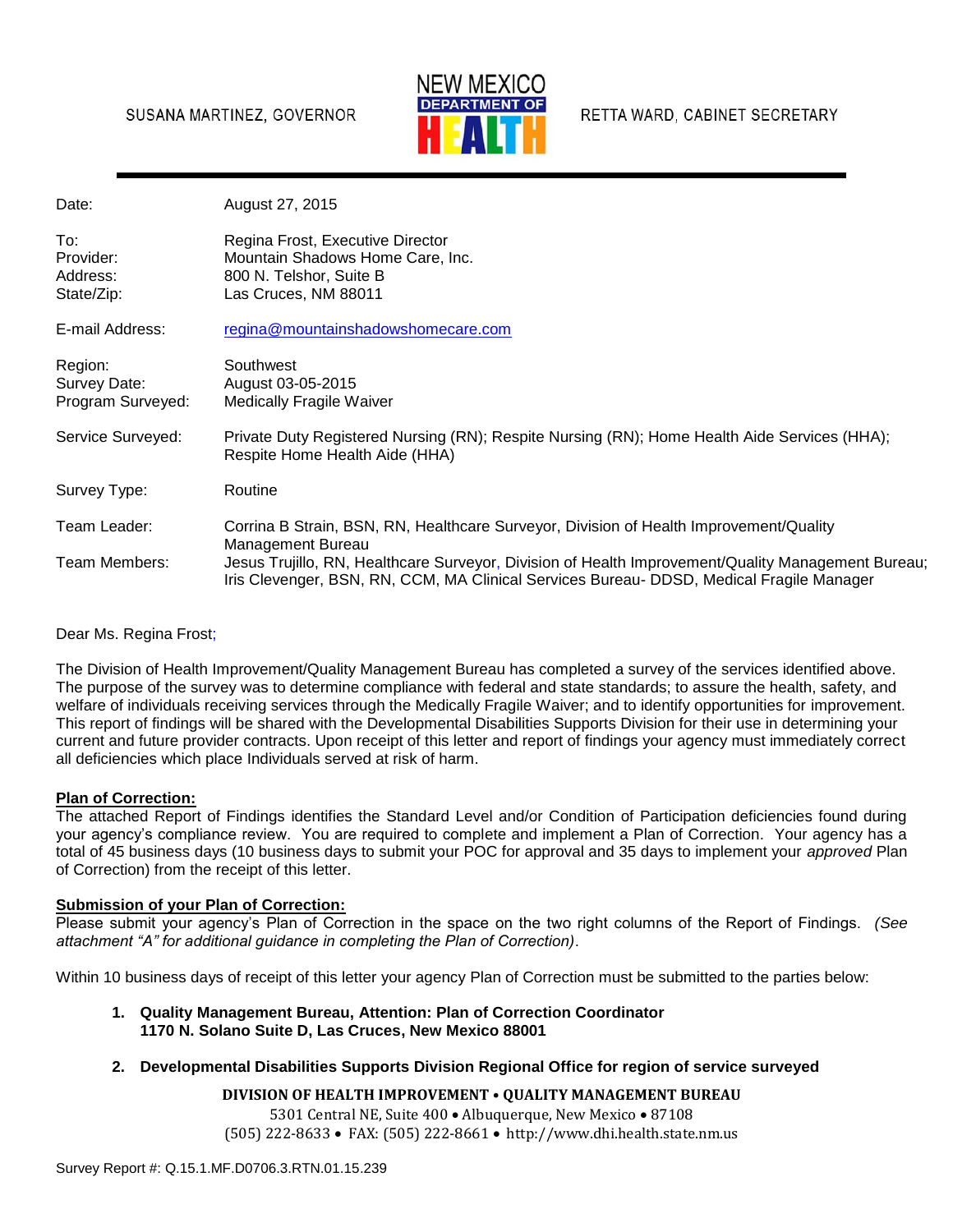SUSANA MARTINEZ, GOVERNOR

NEW MEXICO DEPARTMENT OF HEALTH

RETTA WARD, CABINET SECRETARY

| | |
|---|---|
| Date: | August 27, 2015 |
| To: | Regina Frost, Executive Director |
| Provider: | Mountain Shadows Home Care, Inc. |
| Address: | 800 N. Telshor, Suite B |
| State/Zip: | Las Cruces, NM 88011 |
| E-mail Address: | regina@mountainshadowshomecare.com |
| Region: | Southwest |
| Survey Date: | August 03-05-2015 |
| Program Surveyed: | Medically Fragile Waiver |
| Service Surveyed: | Private Duty Registered Nursing (RN); Respite Nursing (RN); Home Health Aide Services (HHA); Respite Home Health Aide (HHA) |
| Survey Type: | Routine |
| Team Leader: | Corrina B Strain, BSN, RN, Healthcare Surveyor, Division of Health Improvement/Quality Management Bureau |
| Team Members: | Jesus Trujillo, RN, Healthcare Surveyor, Division of Health Improvement/Quality Management Bureau; Iris Clevenger, BSN, RN, CCM, MA Clinical Services Bureau- DDSD, Medical Fragile Manager |

Dear Ms. Regina Frost;

The Division of Health Improvement/Quality Management Bureau has completed a survey of the services identified above. The purpose of the survey was to determine compliance with federal and state standards; to assure the health, safety, and welfare of individuals receiving services through the Medically Fragile Waiver; and to identify opportunities for improvement. This report of findings will be shared with the Developmental Disabilities Supports Division for their use in determining your current and future provider contracts. Upon receipt of this letter and report of findings your agency must immediately correct all deficiencies which place Individuals served at risk of harm.

**Plan of Correction:**

The attached Report of Findings identifies the Standard Level and/or Condition of Participation deficiencies found during your agency's compliance review. You are required to complete and implement a Plan of Correction. Your agency has a total of 45 business days (10 business days to submit your POC for approval and 35 days to implement your *approved* Plan of Correction) from the receipt of this letter.

**Submission of your Plan of Correction:**

Please submit your agency's Plan of Correction in the space on the two right columns of the Report of Findings. *(See attachment "A" for additional guidance in completing the Plan of Correction)*.

Within 10 business days of receipt of this letter your agency Plan of Correction must be submitted to the parties below:

1. **Quality Management Bureau, Attention: Plan of Correction Coordinator**
   **1170 N. Solano Suite D, Las Cruces, New Mexico 88001**

2. **Developmental Disabilities Supports Division Regional Office for region of service surveyed**

**DIVISION OF HEALTH IMPROVEMENT • QUALITY MANAGEMENT BUREAU**
5301 Central NE, Suite 400 • Albuquerque, New Mexico • 87108
(505) 222-8633 • FAX: (505) 222-8661 • http://www.dhi.health.state.nm.us

Survey Report #: Q.15.1.MF.D0706.3.RTN.01.15.239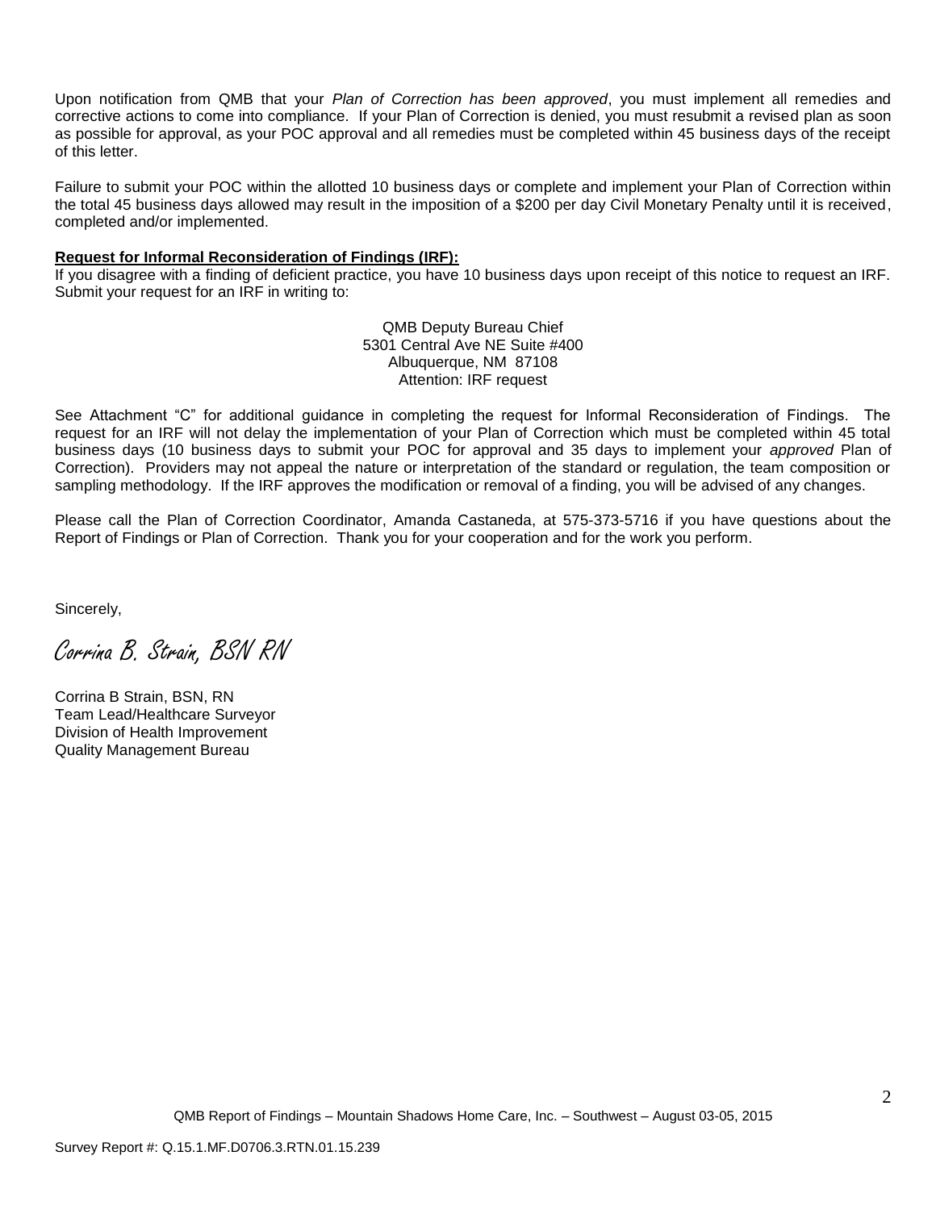Upon notification from QMB that your *Plan of Correction has been approved*, you must implement all remedies and corrective actions to come into compliance. If your Plan of Correction is denied, you must resubmit a revised plan as soon as possible for approval, as your POC approval and all remedies must be completed within 45 business days of the receipt of this letter.

Failure to submit your POC within the allotted 10 business days or complete and implement your Plan of Correction within the total 45 business days allowed may result in the imposition of a $200 per day Civil Monetary Penalty until it is received, completed and/or implemented.

**Request for Informal Reconsideration of Findings (IRF):**

If you disagree with a finding of deficient practice, you have 10 business days upon receipt of this notice to request an IRF. Submit your request for an IRF in writing to:

QMB Deputy Bureau Chief
5301 Central Ave NE Suite #400
Albuquerque, NM 87108
Attention: IRF request

See Attachment "C" for additional guidance in completing the request for Informal Reconsideration of Findings. The request for an IRF will not delay the implementation of your Plan of Correction which must be completed within 45 total business days (10 business days to submit your POC for approval and 35 days to implement your *approved* Plan of Correction). Providers may not appeal the nature or interpretation of the standard or regulation, the team composition or sampling methodology. If the IRF approves the modification or removal of a finding, you will be advised of any changes.

Please call the Plan of Correction Coordinator, Amanda Castaneda, at 575-373-5716 if you have questions about the Report of Findings or Plan of Correction. Thank you for your cooperation and for the work you perform.

Sincerely,

*Corrina B. Strain, BSN RN*

Corrina B Strain, BSN, RN
Team Lead/Healthcare Surveyor
Division of Health Improvement
Quality Management Bureau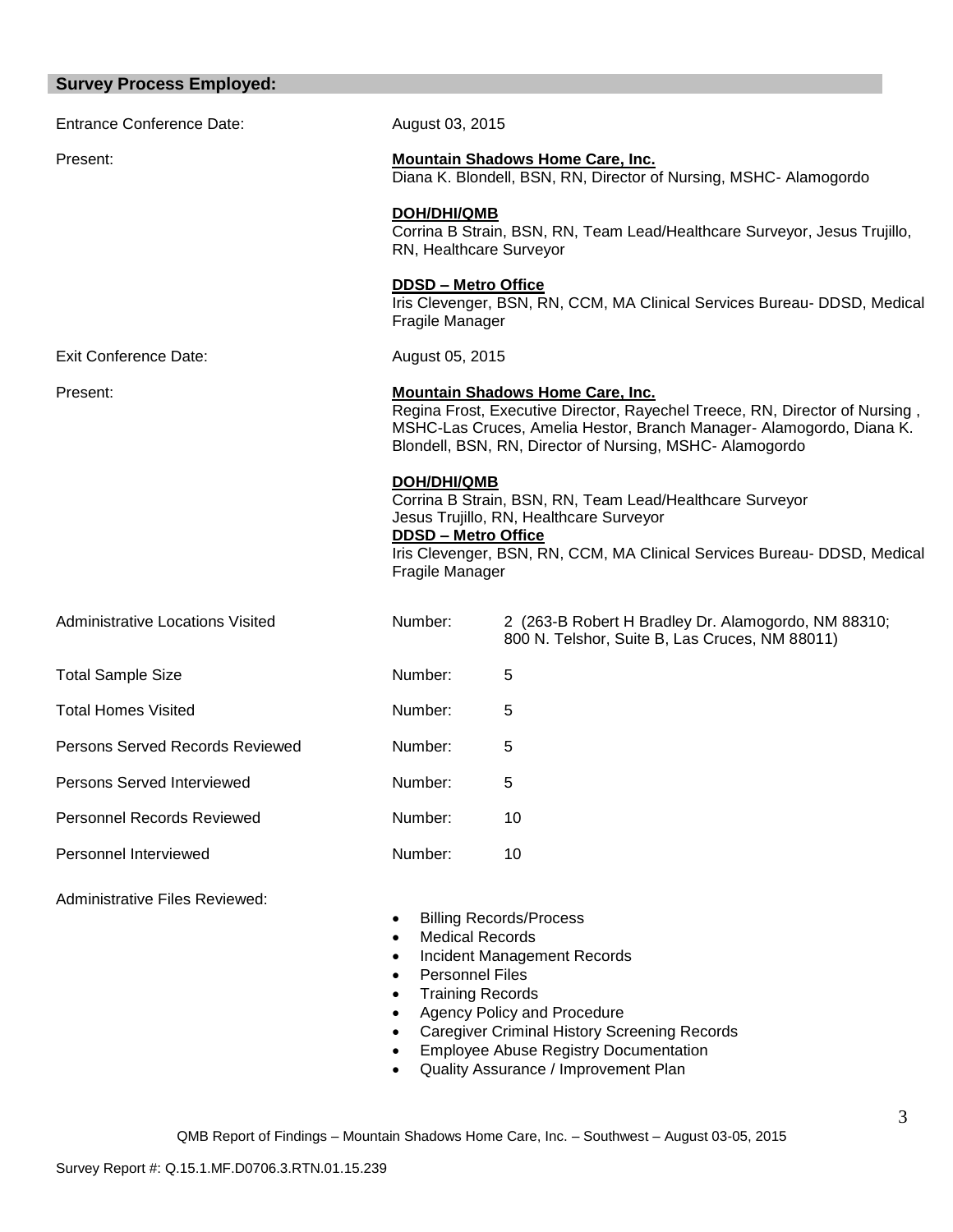## Survey Process Employed:

| | | |
|---|---|---|
| Entrance Conference Date: | August 03, 2015 | |
| Present: | **Mountain Shadows Home Care, Inc.**<br>Diana K. Blondell, BSN, RN, Director of Nursing, MSHC- Alamogordo<br><br>**DOH/DHI/QMB**<br>Corrina B Strain, BSN, RN, Team Lead/Healthcare Surveyor, Jesus Trujillo, RN, Healthcare Surveyor<br><br>**DDSD – Metro Office**<br>Iris Clevenger, BSN, RN, CCM, MA Clinical Services Bureau- DDSD, Medical Fragile Manager | |
| Exit Conference Date: | August 05, 2015 | |
| Present: | **Mountain Shadows Home Care, Inc.**<br>Regina Frost, Executive Director, Rayechel Treece, RN, Director of Nursing , MSHC-Las Cruces, Amelia Hestor, Branch Manager- Alamogordo, Diana K. Blondell, BSN, RN, Director of Nursing, MSHC- Alamogordo<br><br>**DOH/DHI/QMB**<br>Corrina B Strain, BSN, RN, Team Lead/Healthcare Surveyor<br>Jesus Trujillo, RN, Healthcare Surveyor<br>**DDSD – Metro Office**<br>Iris Clevenger, BSN, RN, CCM, MA Clinical Services Bureau- DDSD, Medical Fragile Manager | |
| Administrative Locations Visited | Number: | 2 (263-B Robert H Bradley Dr. Alamogordo, NM 88310; 800 N. Telshor, Suite B, Las Cruces, NM 88011) |
| Total Sample Size | Number: | 5 |
| Total Homes Visited | Number: | 5 |
| Persons Served Records Reviewed | Number: | 5 |
| Persons Served Interviewed | Number: | 5 |
| Personnel Records Reviewed | Number: | 10 |
| Personnel Interviewed | Number: | 10 |

Administrative Files Reviewed:

- Billing Records/Process
- Medical Records
- Incident Management Records
- Personnel Files
- Training Records
- Agency Policy and Procedure
- Caregiver Criminal History Screening Records
- Employee Abuse Registry Documentation
- Quality Assurance / Improvement Plan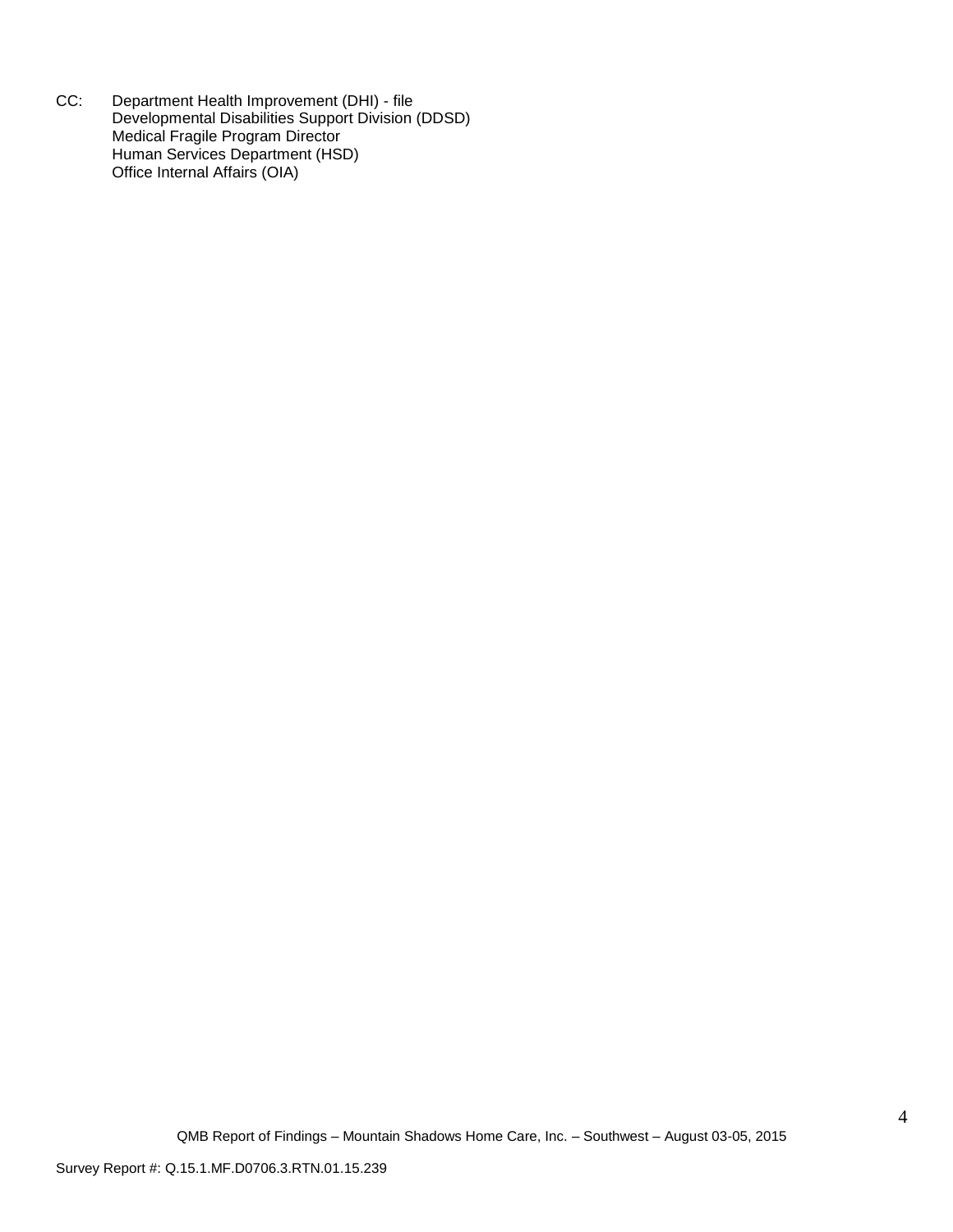CC: Department Health Improvement (DHI) - file
Developmental Disabilities Support Division (DDSD)
Medical Fragile Program Director
Human Services Department (HSD)
Office Internal Affairs (OIA)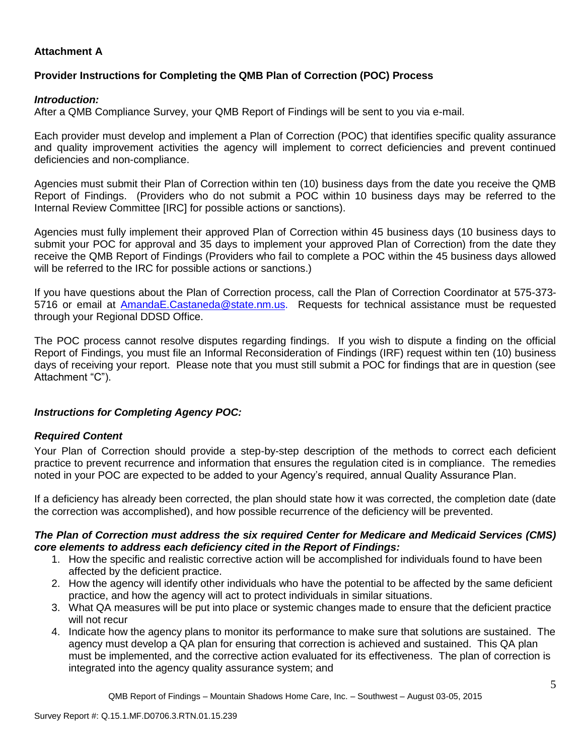**Attachment A**

**Provider Instructions for Completing the QMB Plan of Correction (POC) Process**

***Introduction:***
After a QMB Compliance Survey, your QMB Report of Findings will be sent to you via e-mail.

Each provider must develop and implement a Plan of Correction (POC) that identifies specific quality assurance and quality improvement activities the agency will implement to correct deficiencies and prevent continued deficiencies and non-compliance.

Agencies must submit their Plan of Correction within ten (10) business days from the date you receive the QMB Report of Findings. (Providers who do not submit a POC within 10 business days may be referred to the Internal Review Committee [IRC] for possible actions or sanctions).

Agencies must fully implement their approved Plan of Correction within 45 business days (10 business days to submit your POC for approval and 35 days to implement your approved Plan of Correction) from the date they receive the QMB Report of Findings (Providers who fail to complete a POC within the 45 business days allowed will be referred to the IRC for possible actions or sanctions.)

If you have questions about the Plan of Correction process, call the Plan of Correction Coordinator at 575-373-5716 or email at AmandaE.Castaneda@state.nm.us. Requests for technical assistance must be requested through your Regional DDSD Office.

The POC process cannot resolve disputes regarding findings. If you wish to dispute a finding on the official Report of Findings, you must file an Informal Reconsideration of Findings (IRF) request within ten (10) business days of receiving your report. Please note that you must still submit a POC for findings that are in question (see Attachment "C").

***Instructions for Completing Agency POC:***

***Required Content***
Your Plan of Correction should provide a step-by-step description of the methods to correct each deficient practice to prevent recurrence and information that ensures the regulation cited is in compliance. The remedies noted in your POC are expected to be added to your Agency's required, annual Quality Assurance Plan.

If a deficiency has already been corrected, the plan should state how it was corrected, the completion date (date the correction was accomplished), and how possible recurrence of the deficiency will be prevented.

***The Plan of Correction must address the six required Center for Medicare and Medicaid Services (CMS) core elements to address each deficiency cited in the Report of Findings:***

1. How the specific and realistic corrective action will be accomplished for individuals found to have been affected by the deficient practice.
2. How the agency will identify other individuals who have the potential to be affected by the same deficient practice, and how the agency will act to protect individuals in similar situations.
3. What QA measures will be put into place or systemic changes made to ensure that the deficient practice will not recur
4. Indicate how the agency plans to monitor its performance to make sure that solutions are sustained. The agency must develop a QA plan for ensuring that correction is achieved and sustained. This QA plan must be implemented, and the corrective action evaluated for its effectiveness. The plan of correction is integrated into the agency quality assurance system; and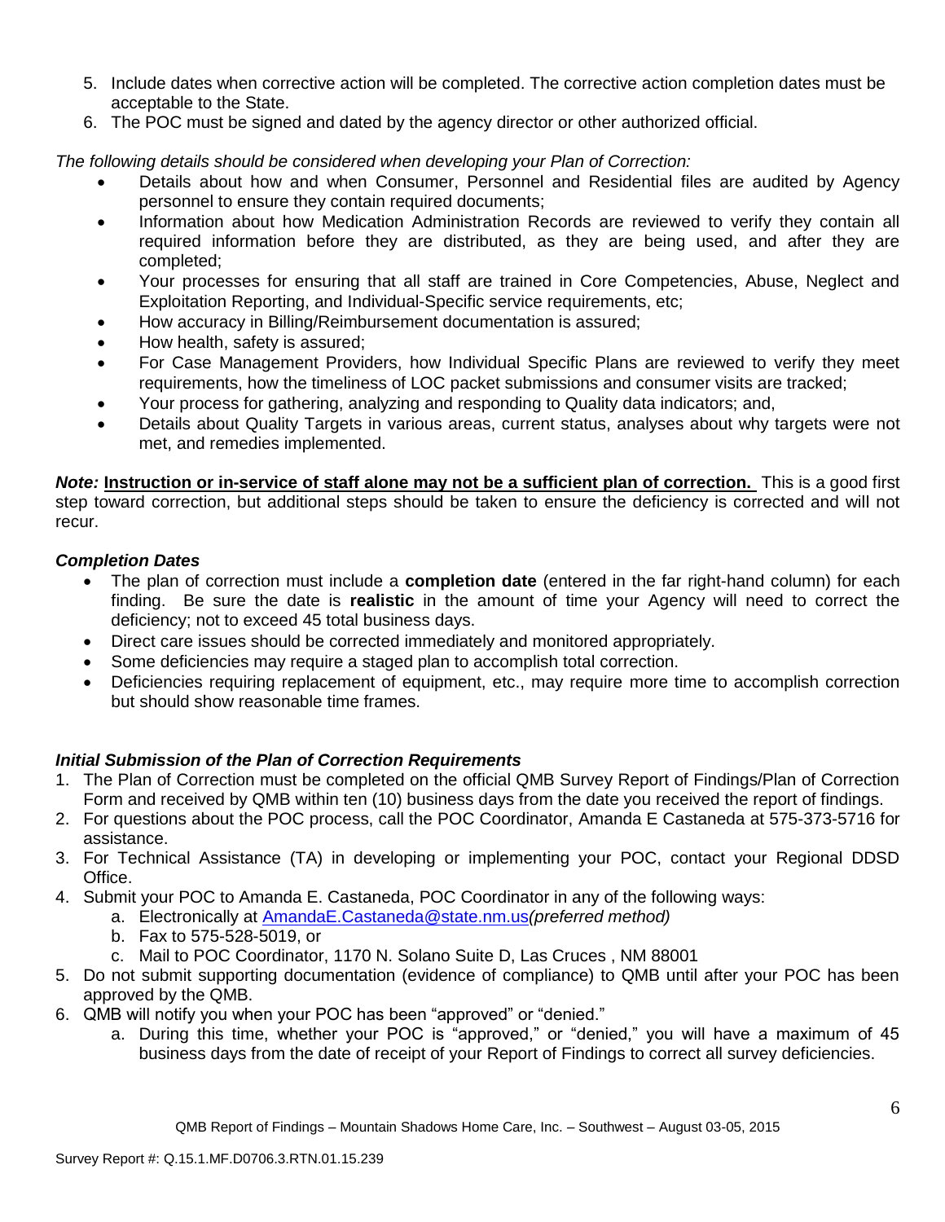5. Include dates when corrective action will be completed. The corrective action completion dates must be acceptable to the State.
6. The POC must be signed and dated by the agency director or other authorized official.

*The following details should be considered when developing your Plan of Correction:*

- Details about how and when Consumer, Personnel and Residential files are audited by Agency personnel to ensure they contain required documents;
- Information about how Medication Administration Records are reviewed to verify they contain all required information before they are distributed, as they are being used, and after they are completed;
- Your processes for ensuring that all staff are trained in Core Competencies, Abuse, Neglect and Exploitation Reporting, and Individual-Specific service requirements, etc;
- How accuracy in Billing/Reimbursement documentation is assured;
- How health, safety is assured;
- For Case Management Providers, how Individual Specific Plans are reviewed to verify they meet requirements, how the timeliness of LOC packet submissions and consumer visits are tracked;
- Your process for gathering, analyzing and responding to Quality data indicators; and,
- Details about Quality Targets in various areas, current status, analyses about why targets were not met, and remedies implemented.

***Note:*** **Instruction or in-service of staff alone may not be a sufficient plan of correction.** This is a good first step toward correction, but additional steps should be taken to ensure the deficiency is corrected and will not recur.

### *Completion Dates*

- The plan of correction must include a **completion date** (entered in the far right-hand column) for each finding. Be sure the date is **realistic** in the amount of time your Agency will need to correct the deficiency; not to exceed 45 total business days.
- Direct care issues should be corrected immediately and monitored appropriately.
- Some deficiencies may require a staged plan to accomplish total correction.
- Deficiencies requiring replacement of equipment, etc., may require more time to accomplish correction but should show reasonable time frames.

### *Initial Submission of the Plan of Correction Requirements*

1. The Plan of Correction must be completed on the official QMB Survey Report of Findings/Plan of Correction Form and received by QMB within ten (10) business days from the date you received the report of findings.
2. For questions about the POC process, call the POC Coordinator, Amanda E Castaneda at 575-373-5716 for assistance.
3. For Technical Assistance (TA) in developing or implementing your POC, contact your Regional DDSD Office.
4. Submit your POC to Amanda E. Castaneda, POC Coordinator in any of the following ways:
   a. Electronically at AmandaE.Castaneda@state.nm.us*(preferred method)*
   b. Fax to 575-528-5019, or
   c. Mail to POC Coordinator, 1170 N. Solano Suite D, Las Cruces , NM 88001
5. Do not submit supporting documentation (evidence of compliance) to QMB until after your POC has been approved by the QMB.
6. QMB will notify you when your POC has been "approved" or "denied."
   a. During this time, whether your POC is "approved," or "denied," you will have a maximum of 45 business days from the date of receipt of your Report of Findings to correct all survey deficiencies.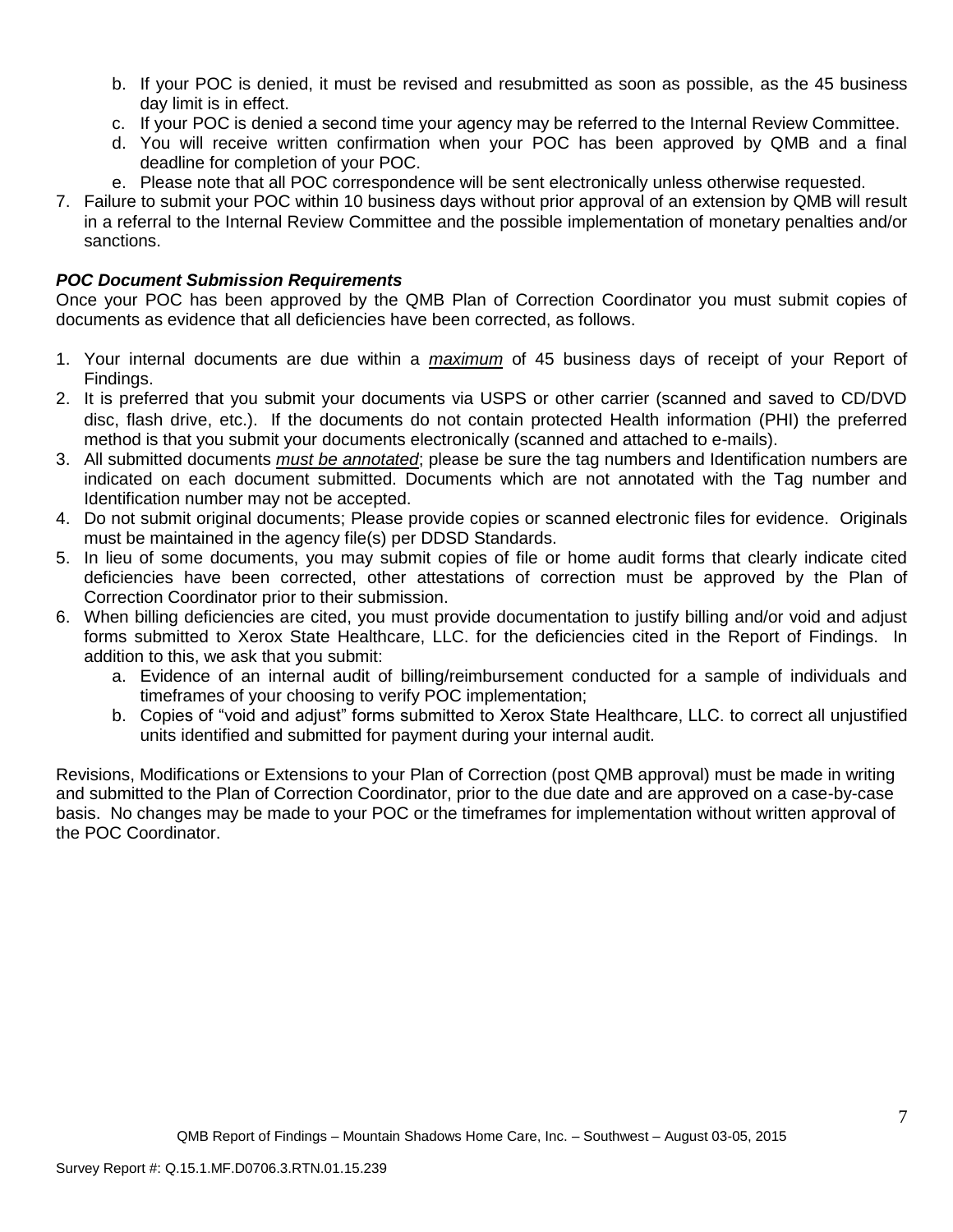b. If your POC is denied, it must be revised and resubmitted as soon as possible, as the 45 business day limit is in effect.
c. If your POC is denied a second time your agency may be referred to the Internal Review Committee.
d. You will receive written confirmation when your POC has been approved by QMB and a final deadline for completion of your POC.
e. Please note that all POC correspondence will be sent electronically unless otherwise requested.

7. Failure to submit your POC within 10 business days without prior approval of an extension by QMB will result in a referral to the Internal Review Committee and the possible implementation of monetary penalties and/or sanctions.

***POC Document Submission Requirements***

Once your POC has been approved by the QMB Plan of Correction Coordinator you must submit copies of documents as evidence that all deficiencies have been corrected, as follows.

1. Your internal documents are due within a ***maximum*** of 45 business days of receipt of your Report of Findings.
2. It is preferred that you submit your documents via USPS or other carrier (scanned and saved to CD/DVD disc, flash drive, etc.). If the documents do not contain protected Health information (PHI) the preferred method is that you submit your documents electronically (scanned and attached to e-mails).
3. All submitted documents ***must be annotated***; please be sure the tag numbers and Identification numbers are indicated on each document submitted. Documents which are not annotated with the Tag number and Identification number may not be accepted.
4. Do not submit original documents; Please provide copies or scanned electronic files for evidence. Originals must be maintained in the agency file(s) per DDSD Standards.
5. In lieu of some documents, you may submit copies of file or home audit forms that clearly indicate cited deficiencies have been corrected, other attestations of correction must be approved by the Plan of Correction Coordinator prior to their submission.
6. When billing deficiencies are cited, you must provide documentation to justify billing and/or void and adjust forms submitted to Xerox State Healthcare, LLC. for the deficiencies cited in the Report of Findings. In addition to this, we ask that you submit:
   a. Evidence of an internal audit of billing/reimbursement conducted for a sample of individuals and timeframes of your choosing to verify POC implementation;
   b. Copies of "void and adjust" forms submitted to Xerox State Healthcare, LLC. to correct all unjustified units identified and submitted for payment during your internal audit.

Revisions, Modifications or Extensions to your Plan of Correction (post QMB approval) must be made in writing and submitted to the Plan of Correction Coordinator, prior to the due date and are approved on a case-by-case basis. No changes may be made to your POC or the timeframes for implementation without written approval of the POC Coordinator.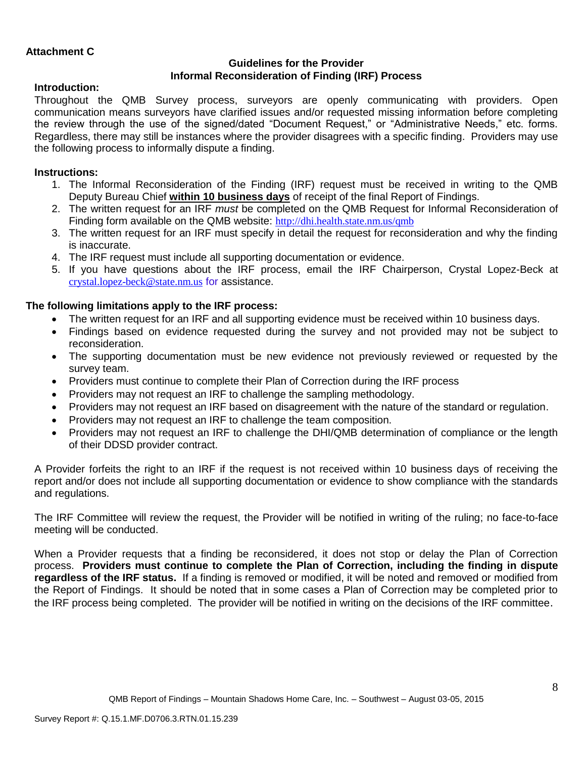**Attachment C**

**Guidelines for the Provider**
**Informal Reconsideration of Finding (IRF) Process**

**Introduction:**

Throughout the QMB Survey process, surveyors are openly communicating with providers. Open communication means surveyors have clarified issues and/or requested missing information before completing the review through the use of the signed/dated "Document Request," or "Administrative Needs," etc. forms. Regardless, there may still be instances where the provider disagrees with a specific finding. Providers may use the following process to informally dispute a finding.

**Instructions:**

1. The Informal Reconsideration of the Finding (IRF) request must be received in writing to the QMB Deputy Bureau Chief **within 10 business days** of receipt of the final Report of Findings.
2. The written request for an IRF *must* be completed on the QMB Request for Informal Reconsideration of Finding form available on the QMB website: http://dhi.health.state.nm.us/qmb
3. The written request for an IRF must specify in detail the request for reconsideration and why the finding is inaccurate.
4. The IRF request must include all supporting documentation or evidence.
5. If you have questions about the IRF process, email the IRF Chairperson, Crystal Lopez-Beck at crystal.lopez-beck@state.nm.us for assistance.

**The following limitations apply to the IRF process:**

- The written request for an IRF and all supporting evidence must be received within 10 business days.
- Findings based on evidence requested during the survey and not provided may not be subject to reconsideration.
- The supporting documentation must be new evidence not previously reviewed or requested by the survey team.
- Providers must continue to complete their Plan of Correction during the IRF process
- Providers may not request an IRF to challenge the sampling methodology.
- Providers may not request an IRF based on disagreement with the nature of the standard or regulation.
- Providers may not request an IRF to challenge the team composition.
- Providers may not request an IRF to challenge the DHI/QMB determination of compliance or the length of their DDSD provider contract.

A Provider forfeits the right to an IRF if the request is not received within 10 business days of receiving the report and/or does not include all supporting documentation or evidence to show compliance with the standards and regulations.

The IRF Committee will review the request, the Provider will be notified in writing of the ruling; no face-to-face meeting will be conducted.

When a Provider requests that a finding be reconsidered, it does not stop or delay the Plan of Correction process. **Providers must continue to complete the Plan of Correction, including the finding in dispute regardless of the IRF status.** If a finding is removed or modified, it will be noted and removed or modified from the Report of Findings. It should be noted that in some cases a Plan of Correction may be completed prior to the IRF process being completed. The provider will be notified in writing on the decisions of the IRF committee.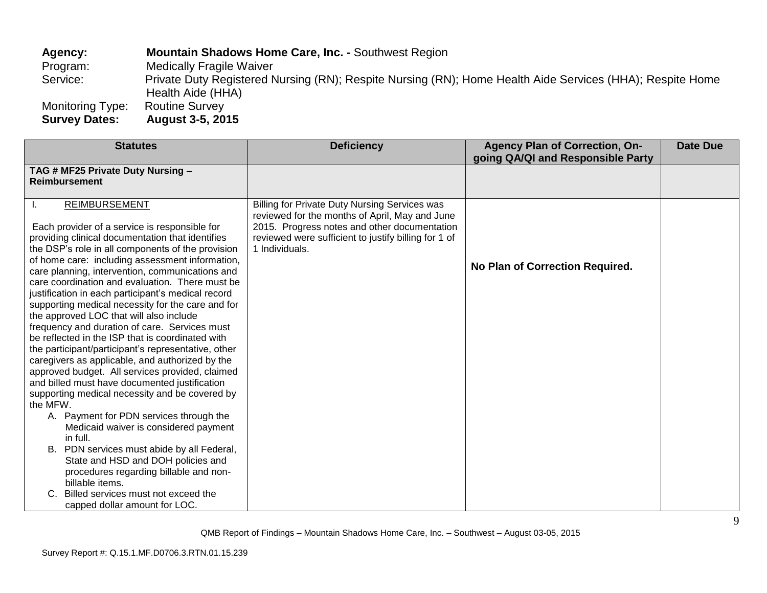**Agency:** **Mountain Shadows Home Care, Inc. -** Southwest Region
Program: Medically Fragile Waiver
Service: Private Duty Registered Nursing (RN); Respite Nursing (RN); Home Health Aide Services (HHA); Respite Home Health Aide (HHA)
Monitoring Type: Routine Survey
**Survey Dates:** **August 3-5, 2015**

| Statutes | Deficiency | Agency Plan of Correction, On-going QA/QI and Responsible Party | Date Due |
|---|---|---|---|
| **TAG # MF25 Private Duty Nursing – Reimbursement** | | | |
| I. REIMBURSEMENT<br><br>Each provider of a service is responsible for providing clinical documentation that identifies the DSP's role in all components of the provision of home care: including assessment information, care planning, intervention, communications and care coordination and evaluation. There must be justification in each participant's medical record supporting medical necessity for the care and for the approved LOC that will also include frequency and duration of care. Services must be reflected in the ISP that is coordinated with the participant/participant's representative, other caregivers as applicable, and authorized by the approved budget. All services provided, claimed and billed must have documented justification supporting medical necessity and be covered by the MFW.<br>A. Payment for PDN services through the Medicaid waiver is considered payment in full.<br>B. PDN services must abide by all Federal, State and HSD and DOH policies and procedures regarding billable and non-billable items.<br>C. Billed services must not exceed the capped dollar amount for LOC. | Billing for Private Duty Nursing Services was reviewed for the months of April, May and June 2015. Progress notes and other documentation reviewed were sufficient to justify billing for 1 of 1 Individuals. | **No Plan of Correction Required.** | |

QMB Report of Findings – Mountain Shadows Home Care, Inc. – Southwest – August 03-05, 2015

Survey Report #: Q.15.1.MF.D0706.3.RTN.01.15.239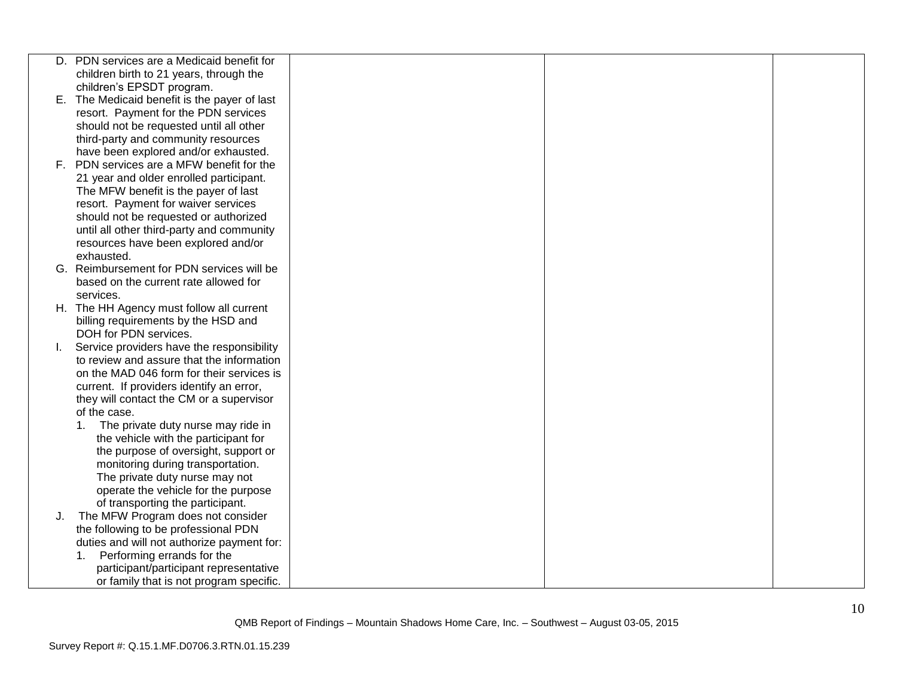| | | | |
|---|---|---|---|
| D. PDN services are a Medicaid benefit for children birth to 21 years, through the children's EPSDT program.<br>E. The Medicaid benefit is the payer of last resort. Payment for the PDN services should not be requested until all other third-party and community resources have been explored and/or exhausted.<br>F. PDN services are a MFW benefit for the 21 year and older enrolled participant. The MFW benefit is the payer of last resort. Payment for waiver services should not be requested or authorized until all other third-party and community resources have been explored and/or exhausted.<br>G. Reimbursement for PDN services will be based on the current rate allowed for services.<br>H. The HH Agency must follow all current billing requirements by the HSD and DOH for PDN services.<br>I. Service providers have the responsibility to review and assure that the information on the MAD 046 form for their services is current. If providers identify an error, they will contact the CM or a supervisor of the case.<br>1. The private duty nurse may ride in the vehicle with the participant for the purpose of oversight, support or monitoring during transportation. The private duty nurse may not operate the vehicle for the purpose of transporting the participant.<br>J. The MFW Program does not consider the following to be professional PDN duties and will not authorize payment for:<br>1. Performing errands for the participant/participant representative or family that is not program specific. | | | |

QMB Report of Findings – Mountain Shadows Home Care, Inc. – Southwest – August 03-05, 2015

Survey Report #: Q.15.1.MF.D0706.3.RTN.01.15.239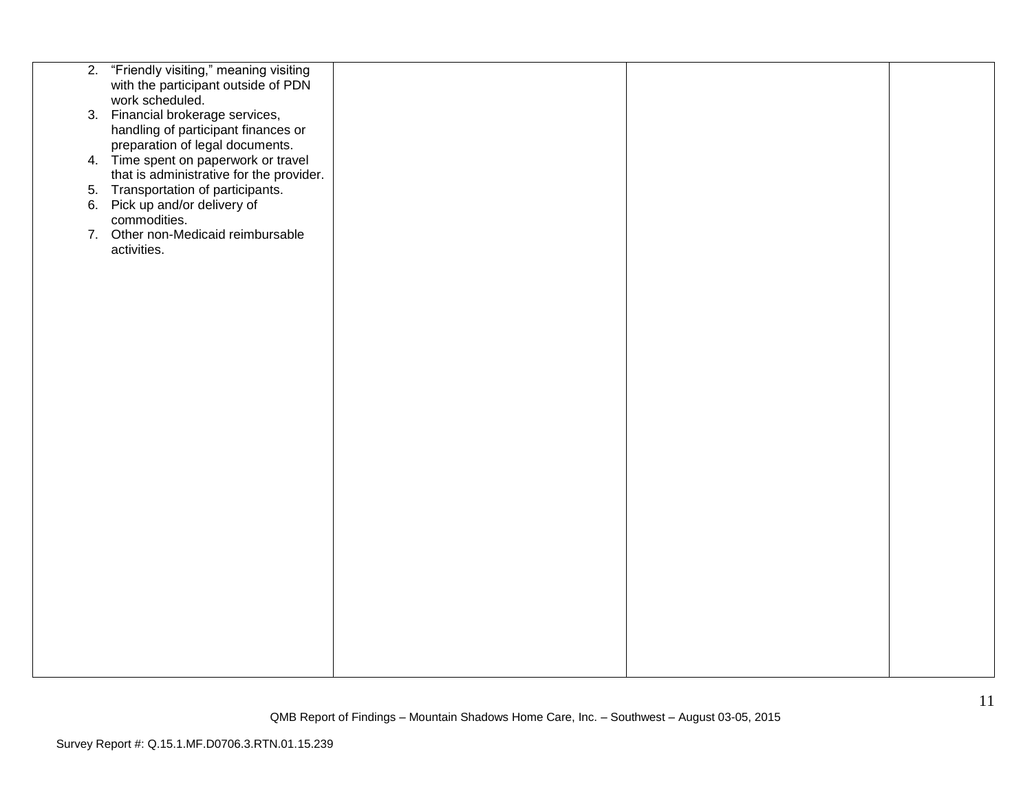| | | | |
|---|---|---|---|
| 2. "Friendly visiting," meaning visiting with the participant outside of PDN work scheduled.<br>3. Financial brokerage services, handling of participant finances or preparation of legal documents.<br>4. Time spent on paperwork or travel that is administrative for the provider.<br>5. Transportation of participants.<br>6. Pick up and/or delivery of commodities.<br>7. Other non-Medicaid reimbursable activities. | | | |

QMB Report of Findings – Mountain Shadows Home Care, Inc. – Southwest – August 03-05, 2015

Survey Report #: Q.15.1.MF.D0706.3.RTN.01.15.239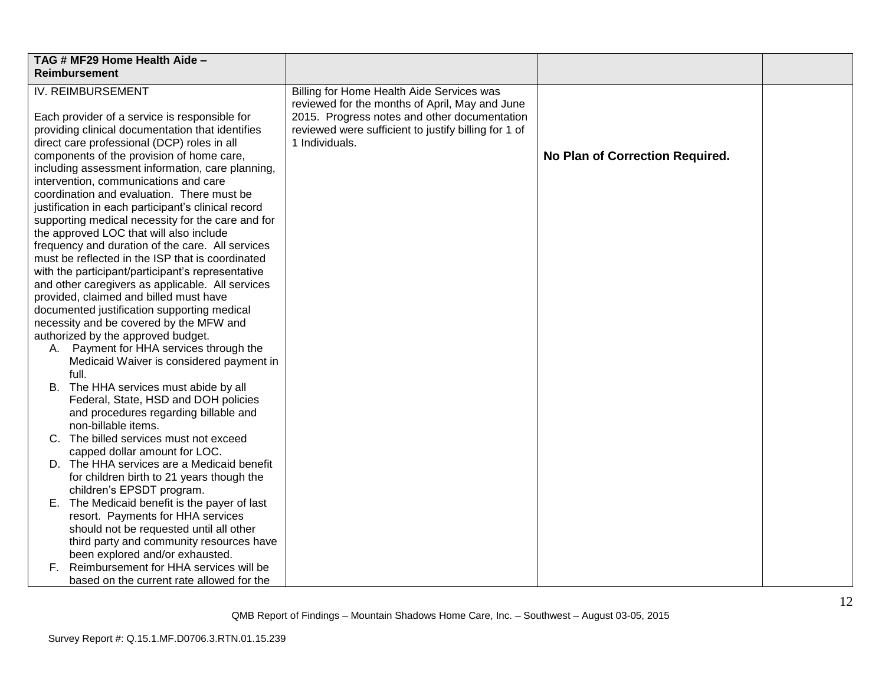| TAG # MF29 Home Health Aide – Reimbursement | | | |
|---|---|---|---|
| IV. REIMBURSEMENT<br><br>Each provider of a service is responsible for providing clinical documentation that identifies direct care professional (DCP) roles in all components of the provision of home care, including assessment information, care planning, intervention, communications and care coordination and evaluation. There must be justification in each participant's clinical record supporting medical necessity for the care and for the approved LOC that will also include frequency and duration of the care. All services must be reflected in the ISP that is coordinated with the participant/participant's representative and other caregivers as applicable. All services provided, claimed and billed must have documented justification supporting medical necessity and be covered by the MFW and authorized by the approved budget.<br>A. Payment for HHA services through the Medicaid Waiver is considered payment in full.<br>B. The HHA services must abide by all Federal, State, HSD and DOH policies and procedures regarding billable and non-billable items.<br>C. The billed services must not exceed capped dollar amount for LOC.<br>D. The HHA services are a Medicaid benefit for children birth to 21 years though the children's EPSDT program.<br>E. The Medicaid benefit is the payer of last resort. Payments for HHA services should not be requested until all other third party and community resources have been explored and/or exhausted.<br>F. Reimbursement for HHA services will be based on the current rate allowed for the | Billing for Home Health Aide Services was reviewed for the months of April, May and June 2015. Progress notes and other documentation reviewed were sufficient to justify billing for 1 of 1 Individuals. | **No Plan of Correction Required.** | |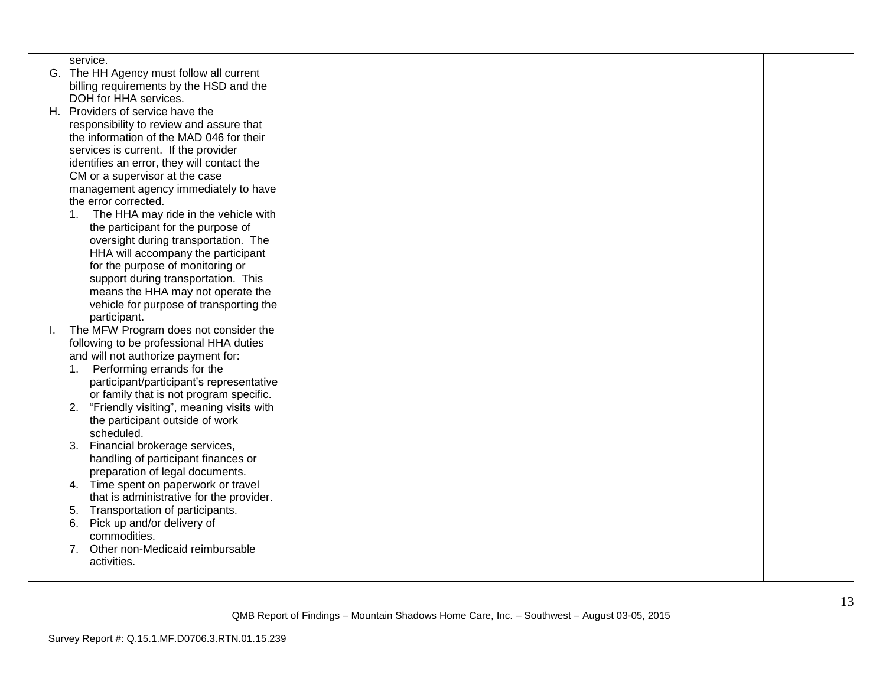| | | | |
|---|---|---|---|
| service.<br>G. The HH Agency must follow all current billing requirements by the HSD and the DOH for HHA services.<br>H. Providers of service have the responsibility to review and assure that the information of the MAD 046 for their services is current. If the provider identifies an error, they will contact the CM or a supervisor at the case management agency immediately to have the error corrected.<br>1. The HHA may ride in the vehicle with the participant for the purpose of oversight during transportation. The HHA will accompany the participant for the purpose of monitoring or support during transportation. This means the HHA may not operate the vehicle for purpose of transporting the participant.<br>I. The MFW Program does not consider the following to be professional HHA duties and will not authorize payment for:<br>1. Performing errands for the participant/participant's representative or family that is not program specific.<br>2. "Friendly visiting", meaning visits with the participant outside of work scheduled.<br>3. Financial brokerage services, handling of participant finances or preparation of legal documents.<br>4. Time spent on paperwork or travel that is administrative for the provider.<br>5. Transportation of participants.<br>6. Pick up and/or delivery of commodities.<br>7. Other non-Medicaid reimbursable activities. | | | |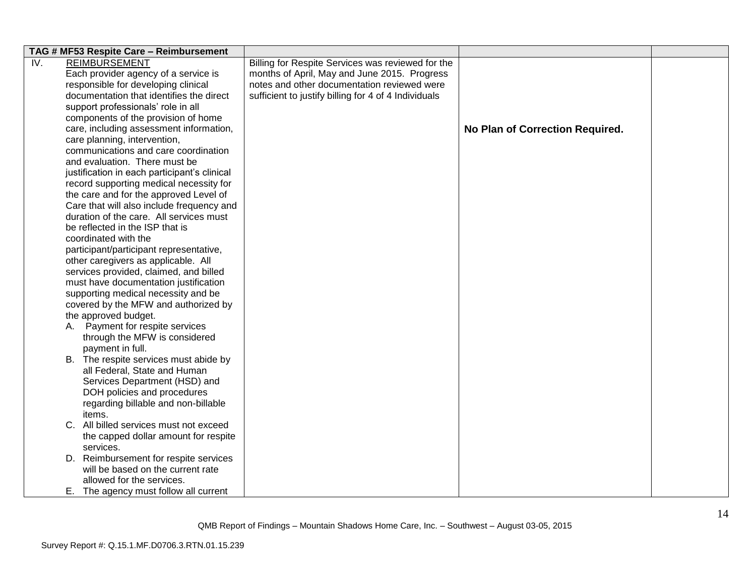| TAG # MF53 Respite Care – Reimbursement | | | |
|---|---|---|---|
| IV. REIMBURSEMENT<br>Each provider agency of a service is responsible for developing clinical documentation that identifies the direct support professionals' role in all components of the provision of home care, including assessment information, care planning, intervention, communications and care coordination and evaluation. There must be justification in each participant's clinical record supporting medical necessity for the care and for the approved Level of Care that will also include frequency and duration of the care. All services must be reflected in the ISP that is coordinated with the participant/participant representative, other caregivers as applicable. All services provided, claimed, and billed must have documentation justification supporting medical necessity and be covered by the MFW and authorized by the approved budget.<br>A. Payment for respite services through the MFW is considered payment in full.<br>B. The respite services must abide by all Federal, State and Human Services Department (HSD) and DOH policies and procedures regarding billable and non-billable items.<br>C. All billed services must not exceed the capped dollar amount for respite services.<br>D. Reimbursement for respite services will be based on the current rate allowed for the services.<br>E. The agency must follow all current | Billing for Respite Services was reviewed for the months of April, May and June 2015. Progress notes and other documentation reviewed were sufficient to justify billing for 4 of 4 Individuals | **No Plan of Correction Required.** | |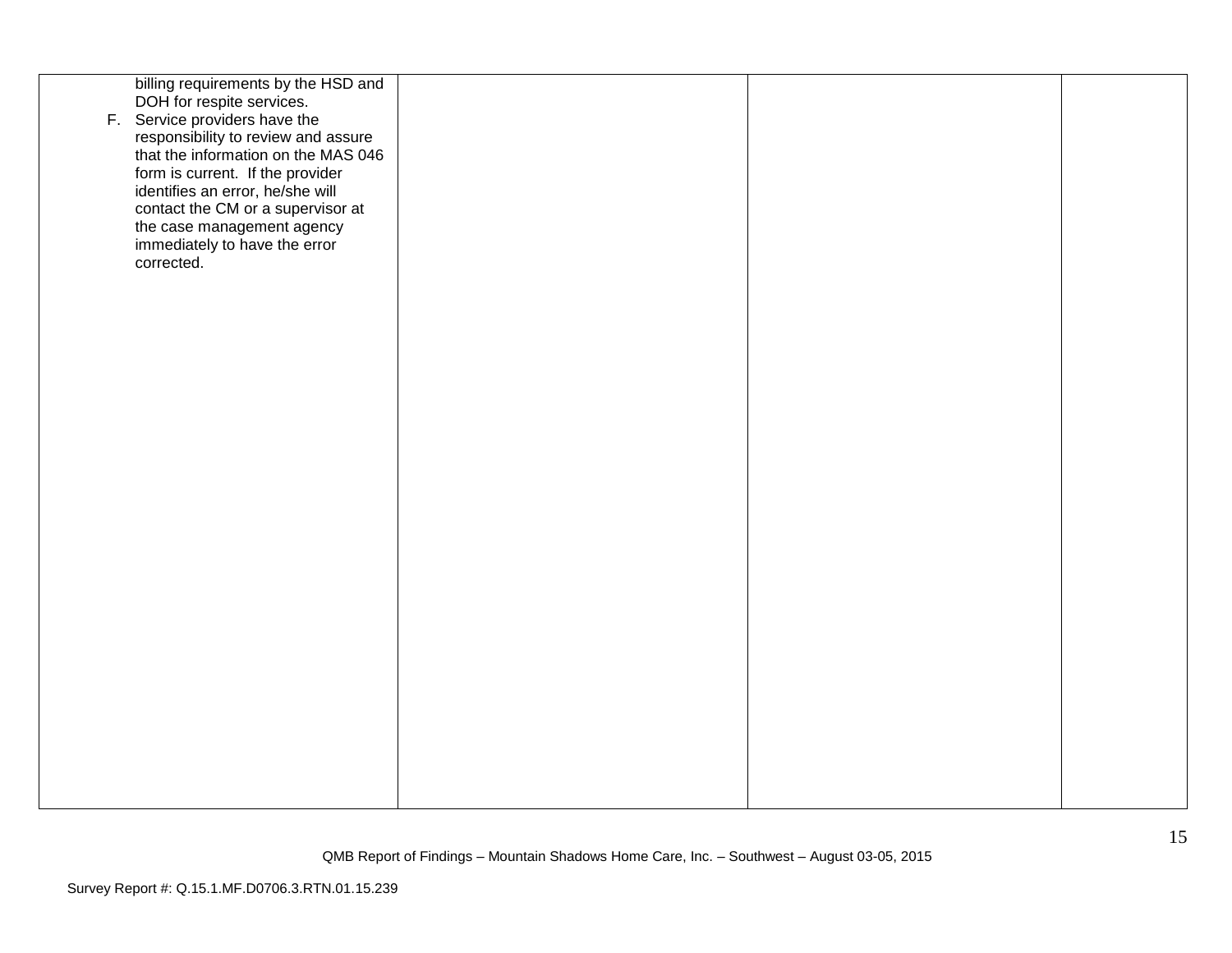| | | | |
|---|---|---|---|
| billing requirements by the HSD and DOH for respite services.<br>F. Service providers have the responsibility to review and assure that the information on the MAS 046 form is current. If the provider identifies an error, he/she will contact the CM or a supervisor at the case management agency immediately to have the error corrected. | | | |

QMB Report of Findings – Mountain Shadows Home Care, Inc. – Southwest – August 03-05, 2015

Survey Report #: Q.15.1.MF.D0706.3.RTN.01.15.239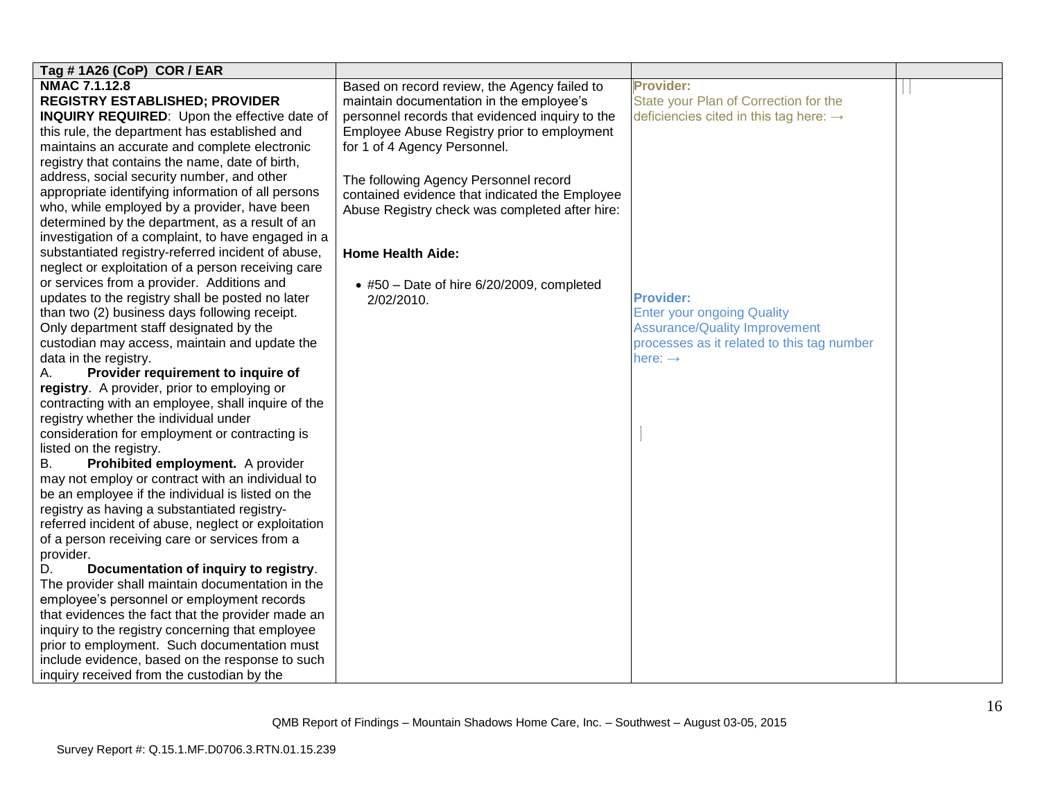| Tag # 1A26 (CoP) COR / EAR | | | |
|---|---|---|---|
| **NMAC 7.1.12.8**<br>**REGISTRY ESTABLISHED; PROVIDER INQUIRY REQUIRED**: Upon the effective date of this rule, the department has established and maintains an accurate and complete electronic registry that contains the name, date of birth, address, social security number, and other appropriate identifying information of all persons who, while employed by a provider, have been determined by the department, as a result of an investigation of a complaint, to have engaged in a substantiated registry-referred incident of abuse, neglect or exploitation of a person receiving care or services from a provider. Additions and updates to the registry shall be posted no later than two (2) business days following receipt. Only department staff designated by the custodian may access, maintain and update the data in the registry.<br>A. **Provider requirement to inquire of registry**. A provider, prior to employing or contracting with an employee, shall inquire of the registry whether the individual under consideration for employment or contracting is listed on the registry.<br>B. **Prohibited employment.** A provider may not employ or contract with an individual to be an employee if the individual is listed on the registry as having a substantiated registry-referred incident of abuse, neglect or exploitation of a person receiving care or services from a provider.<br>D. **Documentation of inquiry to registry**. The provider shall maintain documentation in the employee's personnel or employment records that evidences the fact that the provider made an inquiry to the registry concerning that employee prior to employment. Such documentation must include evidence, based on the response to such inquiry received from the custodian by the | Based on record review, the Agency failed to maintain documentation in the employee's personnel records that evidenced inquiry to the Employee Abuse Registry prior to employment for 1 of 4 Agency Personnel.<br><br>The following Agency Personnel record contained evidence that indicated the Employee Abuse Registry check was completed after hire:<br><br>**Home Health Aide:**<br><br>• #50 – Date of hire 6/20/2009, completed 2/02/2010. | **Provider:**<br>State your Plan of Correction for the deficiencies cited in this tag here: →<br><br><br><br><br><br><br><br>**Provider:**<br>Enter your ongoing Quality Assurance/Quality Improvement processes as it related to this tag number here: → | |

QMB Report of Findings – Mountain Shadows Home Care, Inc. – Southwest – August 03-05, 2015

Survey Report #: Q.15.1.MF.D0706.3.RTN.01.15.239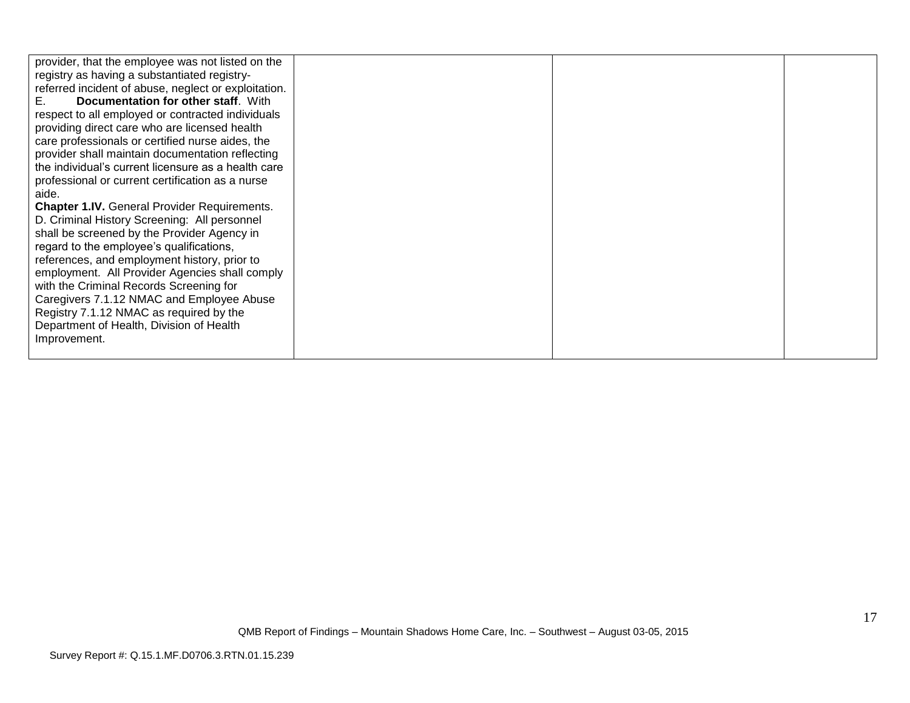| | | | |
|---|---|---|---|
| provider, that the employee was not listed on the registry as having a substantiated registry-referred incident of abuse, neglect or exploitation.<br>E. **Documentation for other staff**. With respect to all employed or contracted individuals providing direct care who are licensed health care professionals or certified nurse aides, the provider shall maintain documentation reflecting the individual's current licensure as a health care professional or current certification as a nurse aide.<br>**Chapter 1.IV.** General Provider Requirements. D. Criminal History Screening: All personnel shall be screened by the Provider Agency in regard to the employee's qualifications, references, and employment history, prior to employment. All Provider Agencies shall comply with the Criminal Records Screening for Caregivers 7.1.12 NMAC and Employee Abuse Registry 7.1.12 NMAC as required by the Department of Health, Division of Health Improvement. | | | |

QMB Report of Findings – Mountain Shadows Home Care, Inc. – Southwest – August 03-05, 2015

Survey Report #: Q.15.1.MF.D0706.3.RTN.01.15.239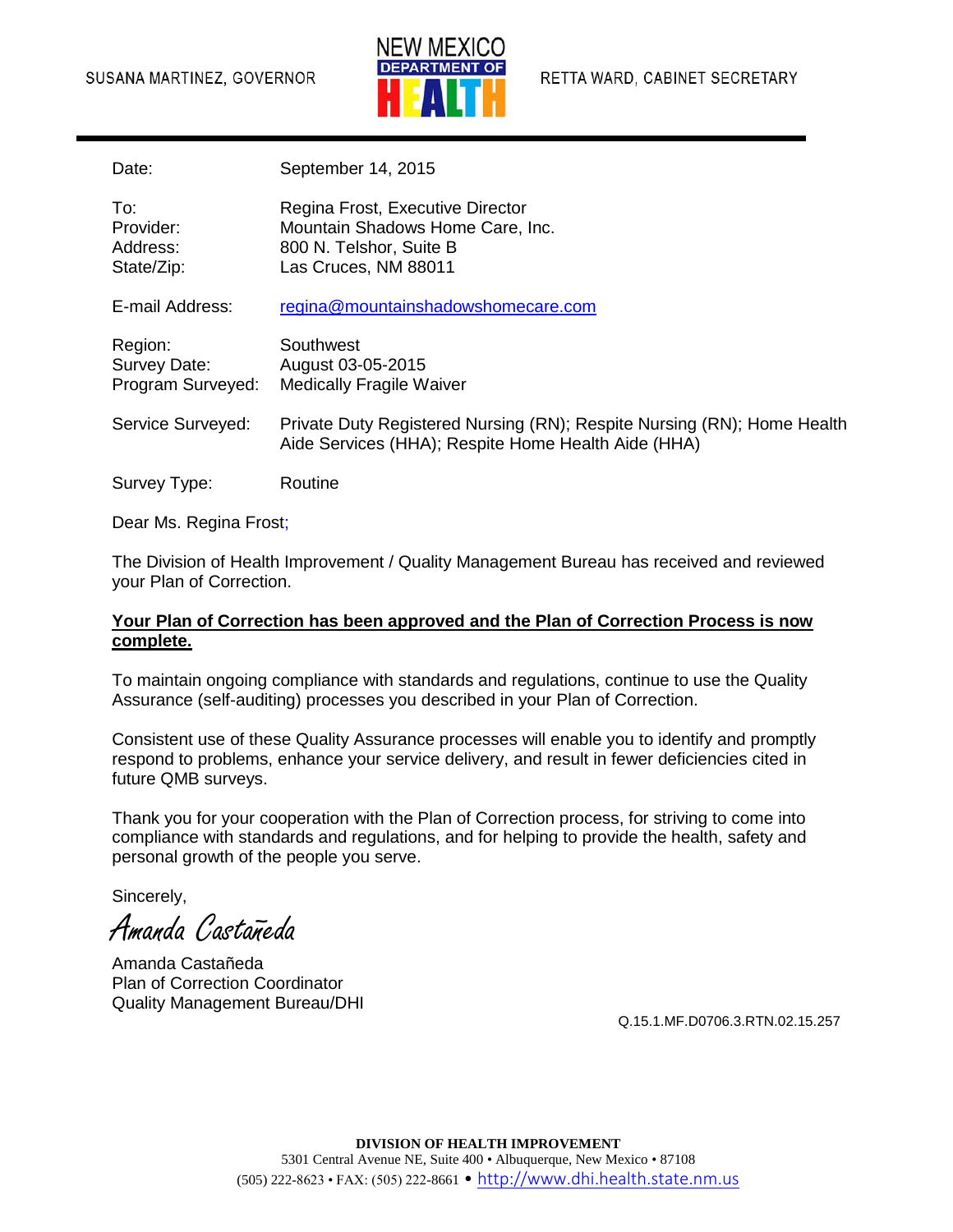SUSANA MARTINEZ, GOVERNOR

NEW MEXICO DEPARTMENT OF HEALTH

RETTA WARD, CABINET SECRETARY

| | |
|---|---|
| Date: | September 14, 2015 |
| To: | Regina Frost, Executive Director |
| Provider: | Mountain Shadows Home Care, Inc. |
| Address: | 800 N. Telshor, Suite B |
| State/Zip: | Las Cruces, NM 88011 |
| E-mail Address: | regina@mountainshadowshomecare.com |
| Region: | Southwest |
| Survey Date: | August 03-05-2015 |
| Program Surveyed: | Medically Fragile Waiver |
| Service Surveyed: | Private Duty Registered Nursing (RN); Respite Nursing (RN); Home Health Aide Services (HHA); Respite Home Health Aide (HHA) |
| Survey Type: | Routine |

Dear Ms. Regina Frost;

The Division of Health Improvement / Quality Management Bureau has received and reviewed your Plan of Correction.

**Your Plan of Correction has been approved and the Plan of Correction Process is now complete.**

To maintain ongoing compliance with standards and regulations, continue to use the Quality Assurance (self-auditing) processes you described in your Plan of Correction.

Consistent use of these Quality Assurance processes will enable you to identify and promptly respond to problems, enhance your service delivery, and result in fewer deficiencies cited in future QMB surveys.

Thank you for your cooperation with the Plan of Correction process, for striving to come into compliance with standards and regulations, and for helping to provide the health, safety and personal growth of the people you serve.

Sincerely,

*Amanda Castañeda*

Amanda Castañeda
Plan of Correction Coordinator
Quality Management Bureau/DHI

Q.15.1.MF.D0706.3.RTN.02.15.257

**DIVISION OF HEALTH IMPROVEMENT**
5301 Central Avenue NE, Suite 400 • Albuquerque, New Mexico • 87108
(505) 222-8623 • FAX: (505) 222-8661 • http://www.dhi.health.state.nm.us